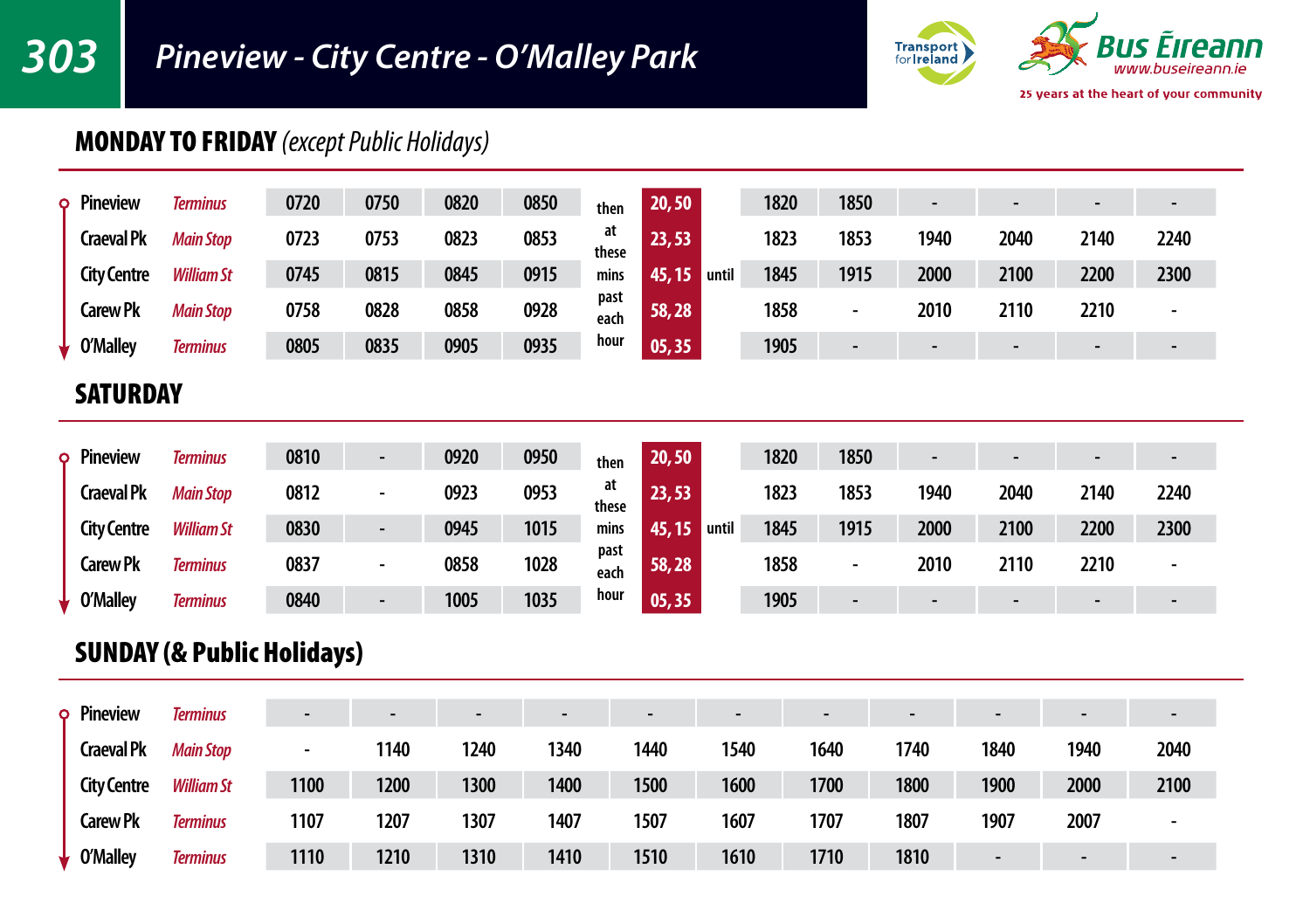# 303 Pineview - City Centre - O'Malley Park

Transport for Ireland

Bus Éireann www.buseireann.ie

25 years at the heart of your community

## MONDAY TO FRIDAY *(except Public Holidays)*

| Stop | | | | | | | | | | | | | | | |
|---|---|---|---|---|---|---|---|---|---|---|---|---|---|---|---|
| Pineview | *Terminus* | 0720 | 0750 | 0820 | 0850 | then at these mins past each hour | 20, 50 | | 1820 | 1850 | - | - | - | - |
| Craeval Pk | *Main Stop* | 0723 | 0753 | 0823 | 0853 | | 23, 53 | | 1823 | 1853 | 1940 | 2040 | 2140 | 2240 |
| City Centre | *William St* | 0745 | 0815 | 0845 | 0915 | | 45, 15 | until | 1845 | 1915 | 2000 | 2100 | 2200 | 2300 |
| Carew Pk | *Main Stop* | 0758 | 0828 | 0858 | 0928 | | 58, 28 | | 1858 | - | 2010 | 2110 | 2210 | - |
| O'Malley | *Terminus* | 0805 | 0835 | 0905 | 0935 | | 05, 35 | | 1905 | - | - | - | - | - |

## SATURDAY

| Stop | | | | | | | | | | | | | | | |
|---|---|---|---|---|---|---|---|---|---|---|---|---|---|---|---|
| Pineview | *Terminus* | 0810 | - | 0920 | 0950 | then at these mins past each hour | 20, 50 | | 1820 | 1850 | - | - | - | - |
| Craeval Pk | *Main Stop* | 0812 | - | 0923 | 0953 | | 23, 53 | | 1823 | 1853 | 1940 | 2040 | 2140 | 2240 |
| City Centre | *William St* | 0830 | - | 0945 | 1015 | | 45, 15 | until | 1845 | 1915 | 2000 | 2100 | 2200 | 2300 |
| Carew Pk | *Terminus* | 0837 | - | 0858 | 1028 | | 58, 28 | | 1858 | - | 2010 | 2110 | 2210 | - |
| O'Malley | *Terminus* | 0840 | - | 1005 | 1035 | | 05, 35 | | 1905 | - | - | - | - | - |

## SUNDAY (& Public Holidays)

| Stop | | | | | | | | | | | | |
|---|---|---|---|---|---|---|---|---|---|---|---|---|
| Pineview | *Terminus* | - | - | - | - | - | - | - | - | - | - | - |
| Craeval Pk | *Main Stop* | - | 1140 | 1240 | 1340 | 1440 | 1540 | 1640 | 1740 | 1840 | 1940 | 2040 |
| City Centre | *William St* | 1100 | 1200 | 1300 | 1400 | 1500 | 1600 | 1700 | 1800 | 1900 | 2000 | 2100 |
| Carew Pk | *Terminus* | 1107 | 1207 | 1307 | 1407 | 1507 | 1607 | 1707 | 1807 | 1907 | 2007 | - |
| O'Malley | *Terminus* | 1110 | 1210 | 1310 | 1410 | 1510 | 1610 | 1710 | 1810 | - | - | - |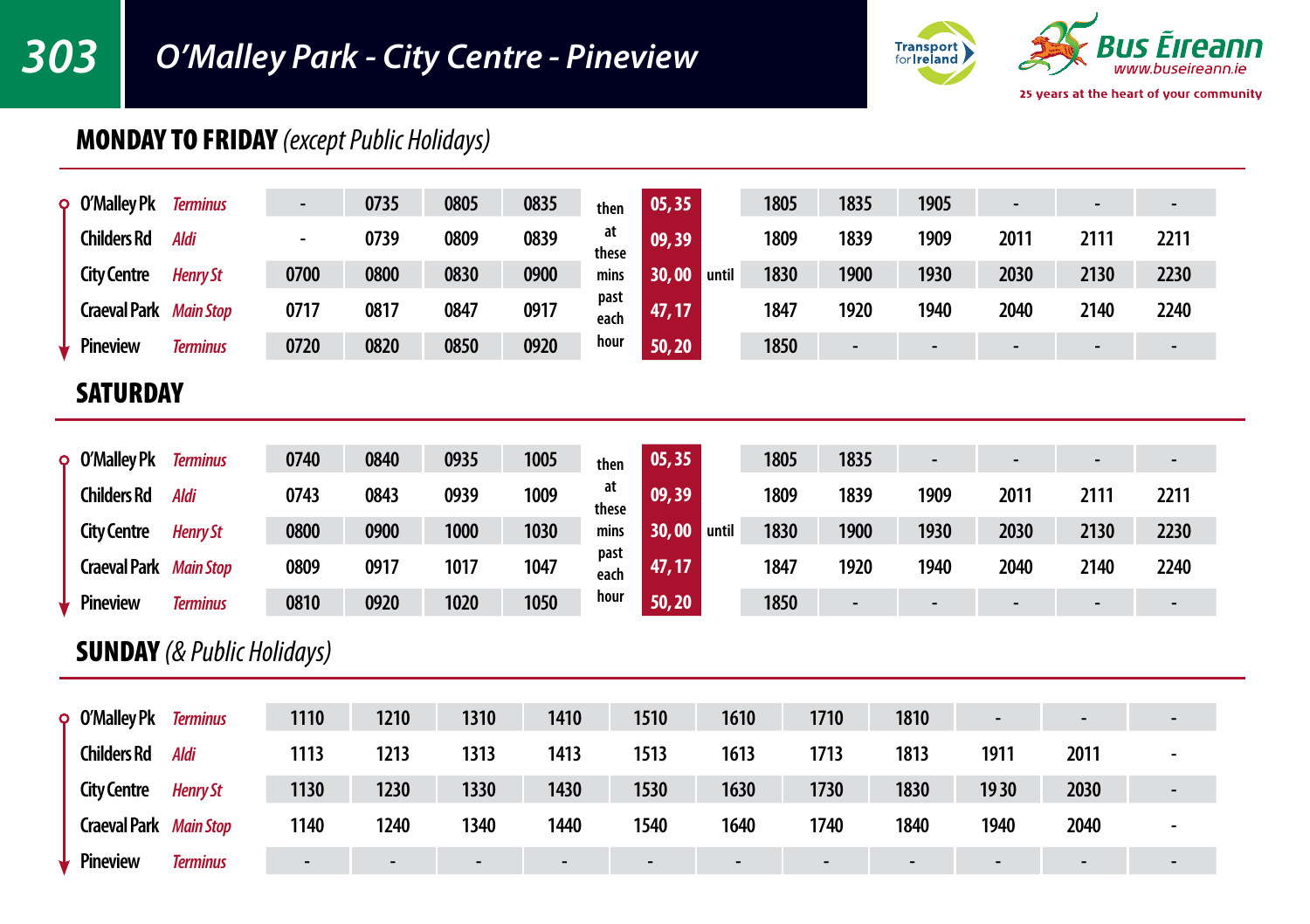# 303 O'Malley Park - City Centre - Pineview

Transport for Ireland

Bus Éireann www.buseireann.ie

25 years at the heart of your community

## MONDAY TO FRIDAY *(except Public Holidays)*

| | | | | | | | | | | | | | | |
|---|---|---|---|---|---|---|---|---|---|---|---|---|---|---|
| O'Malley Pk | *Terminus* | - | 0735 | 0805 | 0835 | then at these mins past each hour | 05, 35 | until | 1805 | 1835 | 1905 | - | - | - |
| Childers Rd | *Aldi* | - | 0739 | 0809 | 0839 | | 09, 39 | | 1809 | 1839 | 1909 | 2011 | 2111 | 2211 |
| City Centre | *Henry St* | 0700 | 0800 | 0830 | 0900 | | 30, 00 | | 1830 | 1900 | 1930 | 2030 | 2130 | 2230 |
| Craeval Park | *Main Stop* | 0717 | 0817 | 0847 | 0917 | | 47, 17 | | 1847 | 1920 | 1940 | 2040 | 2140 | 2240 |
| Pineview | *Terminus* | 0720 | 0820 | 0850 | 0920 | | 50, 20 | | 1850 | - | - | - | - | - |

## SATURDAY

| | | | | | | | | | | | | | | |
|---|---|---|---|---|---|---|---|---|---|---|---|---|---|---|
| O'Malley Pk | *Terminus* | 0740 | 0840 | 0935 | 1005 | then at these mins past each hour | 05, 35 | until | 1805 | 1835 | - | - | - | - |
| Childers Rd | *Aldi* | 0743 | 0843 | 0939 | 1009 | | 09, 39 | | 1809 | 1839 | 1909 | 2011 | 2111 | 2211 |
| City Centre | *Henry St* | 0800 | 0900 | 1000 | 1030 | | 30, 00 | | 1830 | 1900 | 1930 | 2030 | 2130 | 2230 |
| Craeval Park | *Main Stop* | 0809 | 0917 | 1017 | 1047 | | 47, 17 | | 1847 | 1920 | 1940 | 2040 | 2140 | 2240 |
| Pineview | *Terminus* | 0810 | 0920 | 1020 | 1050 | | 50, 20 | | 1850 | - | - | - | - | - |

## SUNDAY *(& Public Holidays)*

| | | | | | | | | | | | | |
|---|---|---|---|---|---|---|---|---|---|---|---|---|
| O'Malley Pk | *Terminus* | 1110 | 1210 | 1310 | 1410 | 1510 | 1610 | 1710 | 1810 | - | - | - |
| Childers Rd | *Aldi* | 1113 | 1213 | 1313 | 1413 | 1513 | 1613 | 1713 | 1813 | 1911 | 2011 | - |
| City Centre | *Henry St* | 1130 | 1230 | 1330 | 1430 | 1530 | 1630 | 1730 | 1830 | 1930 | 2030 | - |
| Craeval Park | *Main Stop* | 1140 | 1240 | 1340 | 1440 | 1540 | 1640 | 1740 | 1840 | 1940 | 2040 | - |
| Pineview | *Terminus* | - | - | - | - | - | - | - | - | - | - | - |